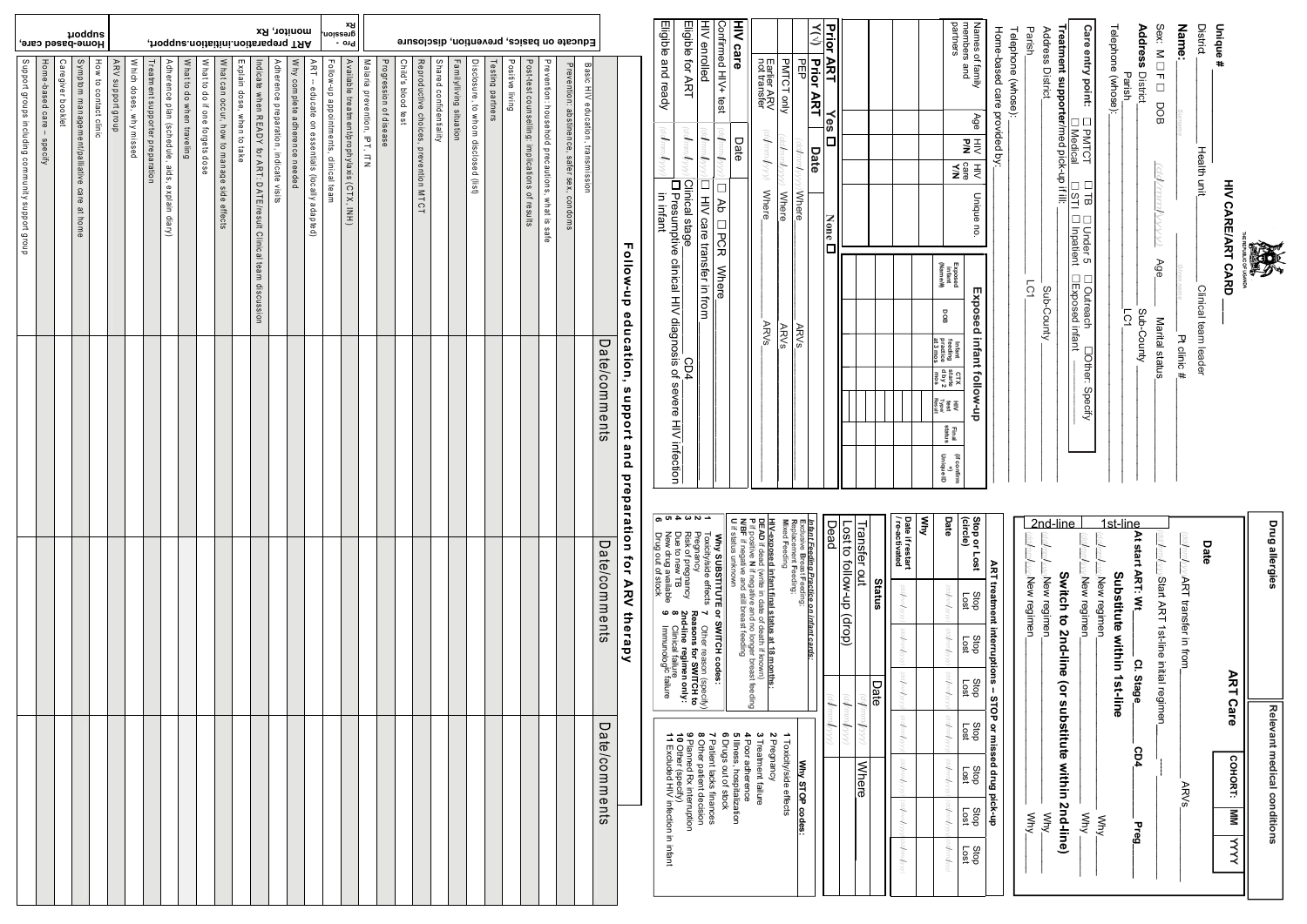# HIV CARE/ART CARD

THE REPUBLIC OF UGANDA

**Unique #** ______

District ______ Health unit ______ Clinical team leader ______

**Name:** ______ (Surname) ______ (Given name) Pt clinic # ______

Sex: M ☐ F ☐ DOB (dd/mm/yyyy) Age ___ Marital status ______

**Address** District ______ Sub-County ______

Parish ______ LC1 ______

Telephone (whose): ______

**Care entry point:** ☐ PMTCT ☐ TB ☐ Under 5 ☐ Outreach ☐ Other: Specify ______ ☐ Medical ☐ STI ☐ Inpatient ☐ Exposed infant

**Treatment supporter**/med pick-up if ill: ______

Address District ______ Sub-County ______

Parish ______ LC1 ______

Telephone (whose): ______

Home-based care provided by: ______

| Names of family members and partners | Age | HIV P/N | HIV care Y/N | Unique no. |
|---|---|---|---|---|
| | | | | |
| | | | | |
| | | | | |
| | | | | |
| | | | | |

## Exposed infant follow-up

| Exposed infant (Name/#) | DOB | Infant feeding practice at 3 mos | CTX start d by 2 mos | HIV test Type/Result | Final status | (If confirm +) Unique ID |
|---|---|---|---|---|---|---|
| | | | | | | |
| | | | | | | |
| | | | | | | |
| | | | | | | |

**Prior ART** Y(✓) | Yes ☐ | None ☐

| Prior ART | Date | | |
|---|---|---|---|
| PEP | (dd/mm/yyyy) | Where ______ | ARVs ______ |
| PMTCT only | (dd/mm/yyyy) | Where ______ | ARVs ______ |
| Earlier ARV not transfer | (dd/mm/yyyy) | Where ______ | ARVs ______ |

| HIV care | Date | |
|---|---|---|
| Confirmed HIV+ test | (dd/mm/yy) | ☐ Ab ☐ PCR Where ______ |
| HIV enrolled | / / | ☐ HIV care transfer in from ______ |
| Eligible for ART | / / | Clinical stage ______ CD4 ______ |
| Eligible and ready | / / | ☐ Presumptive clinical HIV diagnosis of severe HIV infection in infant |

# ART Care

**Drug allergies** ______ **Relevant medical conditions** ______

**COHORT:** MM | YYYY

| 2nd-line | 1st-line |
|---|---|

**Date**

(dd/mm/yy) ART transfer in from ______ ARVs ______

/ / Start ART 1st-line initial regimen ______

**At start ART: Wt** ___ **Cl. Stage** ___ **CD4** ___ **Preg** ___

**Substitute within 1st-line**

/ / New regimen ______ Why ______

/ / New regimen ______ Why ______

**Switch to 2nd-line (or substitute within 2nd-line)**

/ / New regimen ______ Why ______

/ / New regimen ______ Why ______

### ART treatment interruptions – STOP or missed drug pick-up

| Stop or Lost (circle) | Stop Lost | Stop Lost | Stop Lost | Stop Lost | Stop Lost | Stop Lost |
|---|---|---|---|---|---|---|
| Date | / / | / / | / / | / / | / / | / / |
| Why | | | | | | |
| Date if restart / re-activated | / / | / / | / / | / / | / / | / / |

| Status | Date | Where |
|---|---|---|
| Transfer out | / / | |
| Lost to follow-up (drop) | / / | |
| Dead | / / | |

*Infant Feeding Practice on infant cards:*
Exclusive Breast Feeding;
Replacement Feeding;
Mixed Feeding

**HIV-exposed infant final status at 18 months:**
**DEAD** if dead (write in date of death, if known)
**P** if positive **N** if negative and no longer breast feeding
**NBF** if negative and still breast feeding
**U** if status unknown

**Why SUBSTITUTE or SWITCH codes:**
1 Toxicity/side effects
2 Pregnancy
3 Risk of pregnancy
4 Due to new TB
5 New drug available
6 Drug out of stock
7 Other reason (specify)
**Reasons for SWITCH to 2nd-line regimen only:**
8 Clinical failure
9 Immunologic failure

**Why STOP codes:**
1 Toxicity/side effects
2 Pregnancy
3 Treatment failure
4 Poor adherence
5 Illness, hospitalization
6 Drugs out of stock
7 Patient lacks finances
8 Other patient decision
9 Planned Rx interruption
10 Other (specify)
11 Excluded HIV infection in infant

## Follow-up education, support and preparation for ARV therapy

| | Topic | Date/comments | Date/comments | Date/comments |
|---|---|---|---|---|
| Educate on basics, prevention, disclosure | Basic HIV education, transmission | | | |
| | Prevention: abstinence, safer sex, condoms | | | |
| | Prevention: household precautions, what is safe | | | |
| | Post-test counselling: implications of results | | | |
| | Positive living | | | |
| | Testing partners | | | |
| | Disclosure, to whom disclosed (list) | | | |
| | Family/living situation | | | |
| | Shared confidentiality | | | |
| | Reproductive choices, prevention MTCT | | | |
| | Child's blood test | | | |
| Pro-gression, Rx | Progression of disease | | | |
| | Malaria prevention, IPT, ITN | | | |
| | Available treatment/prophylaxis (CTX, INH) | | | |
| ART preparation, initiation, support, monitor, Rx | Follow-up appointments, clinical team | | | |
| | ART – educate on essentials (locally adapted) | | | |
| | Why complete adherence needed | | | |
| | Adherence preparation, indicate visits | | | |
| | Indicate when READY for ART: DATE/result Clinical team discussion | | | |
| | Explain dose, when to take | | | |
| | What can occur, how to manage side effects | | | |
| | What to do if one forgets dose | | | |
| | What to do when traveling | | | |
| | Adherence plan (schedule, aids, explain diary) | | | |
| | Treatment supporter preparation | | | |
| | Which doses, why missed | | | |
| | ARV support group | | | |
| | How to contact clinic | | | |
| Home-based care, support | Symptom management/palliative care at home | | | |
| | Caregiver booklet | | | |
| | Home-based care – specify | | | |
| | Support groups including community support group | | | |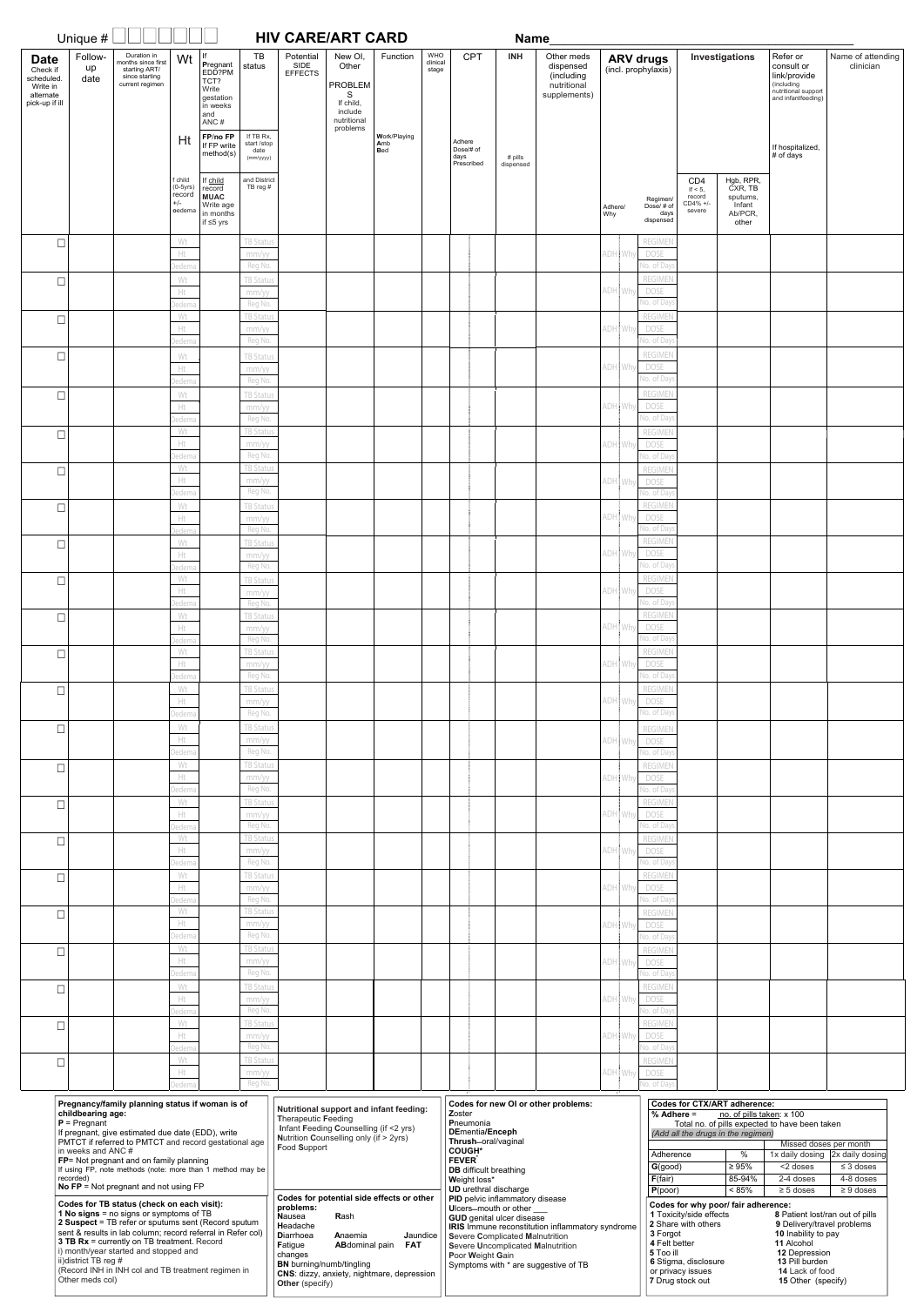Unique # ☐☐☐☐☐☐☐ **HIV CARE/ART CARD** Name________________________________

| Date Check if scheduled. Write in alternate pick-up if ill | Follow-up date | Duration in months since first starting ART/ since starting current regimen | Wt / Ht / f child (0-5yrs) record +/- oedema | If Pregnant EDD?PMTCT? Write gestation in weeks and ANC # / FP/no FP If FP write method(s) / If child record MUAC Write age in months if ≤5 yrs | TB status / If TB Rx, start /stop date (mm/yyyy) / and District TB reg # | Potential SIDE EFFECTS | New OI, Other PROBLEMS If child, include nutritional problems | Function / Work/Playing Amb Bed | WHO clinical stage | CPT Adhere Dose/# of days Prescribed | INH # pills dispensed | Other meds dispensed (including nutritional supplements) | ARV drugs (incl. prophylaxis) Adhere/ Why / Regimen/ Dose/ # of days dispensed | Investigations CD4 If < 5, record CD4% +/- severe | Hgb, RPR, CXR, TB sputums, Infant Ab/PCR, other | Refer or consult or link/provide (including nutritional support and infantfeeding) If hospitalized, # of days | Name of attending clinician |
|---|---|---|---|---|---|---|---|---|---|---|---|---|---|---|---|---|---|
| ☐ | | | Wt / Ht / Oedema | | TB Status / mm/yy / Reg No. | | | | | | | | ADH / Why / REGIMEN / DOSE / No. of Days | | | | |
| ☐ | | | Wt / Ht / Oedema | | TB Status / mm/yy / Reg No. | | | | | | | | ADH / Why / REGIMEN / DOSE / No. of Days | | | | |
| ☐ | | | Wt / Ht / Oedema | | TB Status / mm/yy / Reg No. | | | | | | | | ADH / Why / REGIMEN / DOSE / No. of Days | | | | |
| ☐ | | | Wt / Ht / Oedema | | TB Status / mm/yy / Reg No. | | | | | | | | ADH / Why / REGIMEN / DOSE / No. of Days | | | | |
| ☐ | | | Wt / Ht / Oedema | | TB Status / mm/yy / Reg No. | | | | | | | | ADH / Why / REGIMEN / DOSE / No. of Days | | | | |
| ☐ | | | Wt / Ht / Oedema | | TB Status / mm/yy / Reg No. | | | | | | | | ADH / Why / REGIMEN / DOSE / No. of Days | | | | |
| ☐ | | | Wt / Ht / Oedema | | TB Status / mm/yy / Reg No. | | | | | | | | ADH / Why / REGIMEN / DOSE / No. of Days | | | | |
| ☐ | | | Wt / Ht / Oedema | | TB Status / mm/yy / Reg No. | | | | | | | | ADH / Why / REGIMEN / DOSE / No. of Days | | | | |
| ☐ | | | Wt / Ht / Oedema | | TB Status / mm/yy / Reg No. | | | | | | | | ADH / Why / REGIMEN / DOSE / No. of Days | | | | |
| ☐ | | | Wt / Ht / Oedema | | TB Status / mm/yy / Reg No. | | | | | | | | ADH / Why / REGIMEN / DOSE / No. of Days | | | | |
| ☐ | | | Wt / Ht / Oedema | | TB Status / mm/yy / Reg No. | | | | | | | | ADH / Why / REGIMEN / DOSE / No. of Days | | | | |
| ☐ | | | Wt / Ht / Oedema | | TB Status / mm/yy / Reg No. | | | | | | | | ADH / Why / REGIMEN / DOSE / No. of Days | | | | |
| ☐ | | | Wt / Ht / Oedema | | TB Status / mm/yy / Reg No. | | | | | | | | ADH / Why / REGIMEN / DOSE / No. of Days | | | | |
| ☐ | | | Wt / Ht / Oedema | | TB Status / mm/yy / Reg No. | | | | | | | | ADH / Why / REGIMEN / DOSE / No. of Days | | | | |
| ☐ | | | Wt / Ht / Oedema | | TB Status / mm/yy / Reg No. | | | | | | | | ADH / Why / REGIMEN / DOSE / No. of Days | | | | |
| ☐ | | | Wt / Ht / Oedema | | TB Status / mm/yy / Reg No. | | | | | | | | ADH / Why / REGIMEN / DOSE / No. of Days | | | | |
| ☐ | | | Wt / Ht / Oedema | | TB Status / mm/yy / Reg No. | | | | | | | | ADH / Why / REGIMEN / DOSE / No. of Days | | | | |
| ☐ | | | Wt / Ht / Oedema | | TB Status / mm/yy / Reg No. | | | | | | | | ADH / Why / REGIMEN / DOSE / No. of Days | | | | |
| ☐ | | | Wt / Ht / Oedema | | TB Status / mm/yy / Reg No. | | | | | | | | ADH / Why / REGIMEN / DOSE / No. of Days | | | | |
| ☐ | | | Wt / Ht / Oedema | | TB Status / mm/yy / Reg No. | | | | | | | | ADH / Why / REGIMEN / DOSE / No. of Days | | | | |
| ☐ | | | Wt / Ht / Oedema | | TB Status / mm/yy / Reg No. | | | | | | | | ADH / Why / REGIMEN / DOSE / No. of Days | | | | |
| ☐ | | | Wt / Ht / Oedema | | TB Status / mm/yy / Reg No. | | | | | | | | ADH / Why / REGIMEN / DOSE / No. of Days | | | | |
| ☐ | | | Wt / Ht / Oedema | | TB Status / mm/yy / Reg No. | | | | | | | | ADH / Why / REGIMEN / DOSE / No. of Days | | | | |

**Pregnancy/family planning status if woman is of childbearing age:**
**P** = Pregnant
If pregnant, give estimated due date (EDD), write PMTCT if referred to PMTCT and record gestational age in weeks and ANC #
**FP**= Not pregnant and on family planning
If using FP, note methods (note: more than 1 method may be recorded)
**No FP** = Not pregnant and not using FP

**Codes for TB status (check on each visit):**
**1 No signs** = no signs or symptoms of TB
**2 Suspect** = TB refer or sputums sent (Record sputum sent & results in lab column; record referral in Refer col)
**3 TB Rx** = currently on TB treatment. Record
i) month/year started and stopped and
ii)district TB reg #
(Record INH in INH col and TB treatment regimen in Other meds col)

**Nutritional support and infant feeding:**
Therapeutic **F**eeding
**I**nfant **F**eeding **C**ounselling (if <2 yrs)
**N**utrition **C**ounselling only (if > 2yrs)
**F**ood **S**upport

**Codes for potential side effects or other problems:**
**N**ausea — **R**ash
**H**eadache
**D**iarrhoea — **A**naemia — **J**aundice
**F**atigue — **AB**dominal pain — **FAT** changes
**BN** burning/numb/tingling
**CNS**: dizzy, anxiety, nightmare, depression
**Other** (specify)

**Codes for new OI or other problems:**
**Z**oster
**P**neumonia
**DE**mentia/**E**nceph
**Thrush**–oral/vaginal
**COUGH***
**FEVER***
**DB** difficult breathing
**W**eight loss*
**UD** urethral discharge
**PID** pelvic inflammatory disease
**U**lcers–mouth or other ___
**GUD** genital ulcer disease
**IRIS** Immune reconstitution inflammatory syndrome
**S**evere **C**omplicated **M**alnutrition
**S**evere **U**ncomplicated **M**alnutrition
**P**oor **W**eight **G**ain
Symptoms with * are suggestive of TB

**Codes for CTX/ART adherence:**
**% Adhere** = no. of pills taken: x 100 / Total no. of pills expected to have been taken
*(Add all the drugs in the regimen)*

| Adherence | % | Missed doses per month 1x daily dosing | 2x daily dosing |
|---|---|---|---|
| **G**(good) | ≥ 95% | <2 doses | ≤ 3 doses |
| **F**(fair) | 85-94% | 2-4 doses | 4-8 doses |
| **P**(poor) | < 85% | ≥ 5 doses | ≥ 9 doses |

**Codes for why poor/ fair adherence:**
**1** Toxicity/side effects
**2** Share with others
**3** Forgot
**4** Felt better
**5** Too ill
**6** Stigma, disclosure or privacy issues
**7** Drug stock out
**8** Patient lost/ran out of pills
**9** Delivery/travel problems
**10** Inability to pay
**11** Alcohol
**12** Depression
**13** Pill burden
**14** Lack of food
**15** Other (specify)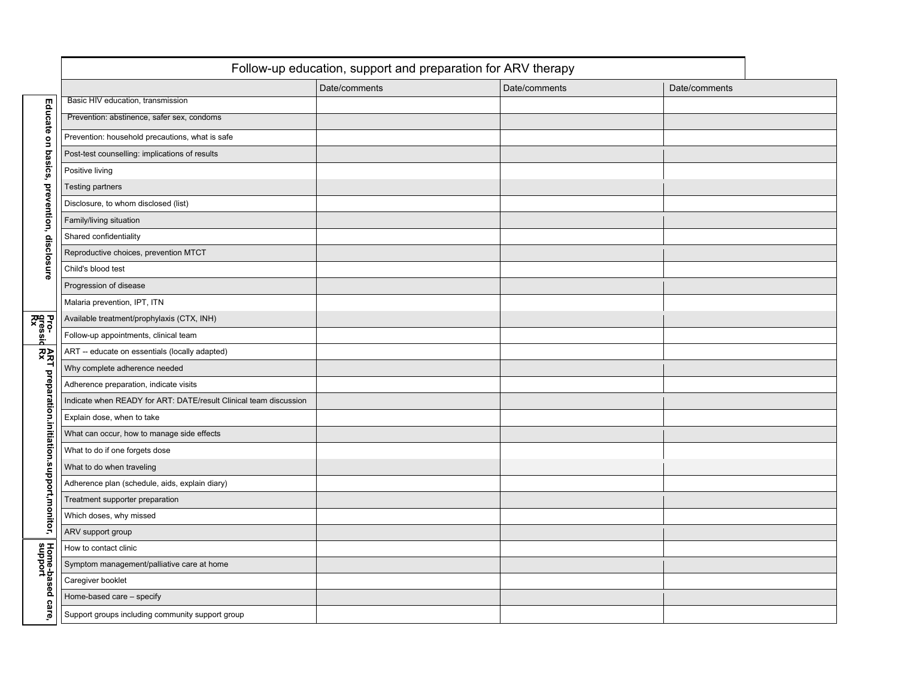## Follow-up education, support and preparation for ARV therapy

| | | Date/comments | Date/comments | Date/comments |
|---|---|---|---|---|
| Educate on basics, prevention, disclosure | Basic HIV education, transmission | | | |
| | Prevention: abstinence, safer sex, condoms | | | |
| | Prevention: household precautions, what is safe | | | |
| | Post-test counselling: implications of results | | | |
| | Positive living | | | |
| | Testing partners | | | |
| | Disclosure, to whom disclosed (list) | | | |
| | Family/living situation | | | |
| | Shared confidentiality | | | |
| | Reproductive choices, prevention MTCT | | | |
| | Child's blood test | | | |
| | Progression of disease | | | |
| | Malaria prevention, IPT, ITN | | | |
| Pro-gression Rx | Available treatment/prophylaxis (CTX, INH) | | | |
| | Follow-up appointments, clinical team | | | |
| ART preparation.initiation.support,monitor, Rx | ART -- educate on essentials (locally adapted) | | | |
| | Why complete adherence needed | | | |
| | Adherence preparation, indicate visits | | | |
| | Indicate when READY for ART: DATE/result Clinical team discussion | | | |
| | Explain dose, when to take | | | |
| | What can occur, how to manage side effects | | | |
| | What to do if one forgets dose | | | |
| | What to do when traveling | | | |
| | Adherence plan (schedule, aids, explain diary) | | | |
| | Treatment supporter preparation | | | |
| | Which doses, why missed | | | |
| | ARV support group | | | |
| Home-based care, support | How to contact clinic | | | |
| | Symptom management/palliative care at home | | | |
| | Caregiver booklet | | | |
| | Home-based care – specify | | | |
| | Support groups including community support group | | | |